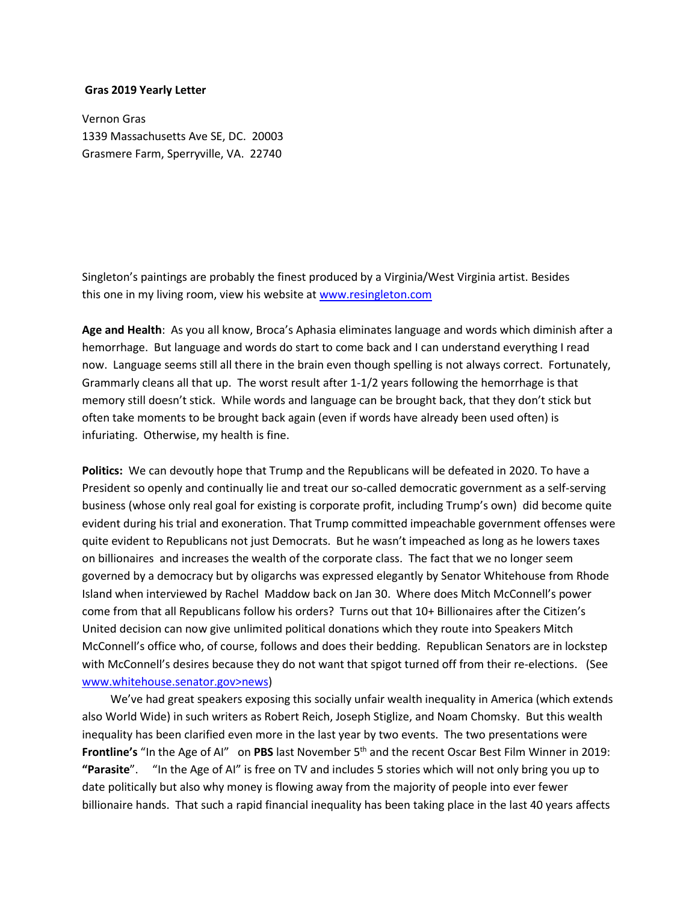**Gras 2019 Yearly Letter**

Vernon Gras
1339 Massachusetts Ave SE, DC. 20003
Grasmere Farm, Sperryville, VA. 22740

Singleton's paintings are probably the finest produced by a Virginia/West Virginia artist. Besides this one in my living room, view his website at www.resingleton.com

**Age and Health**: As you all know, Broca's Aphasia eliminates language and words which diminish after a hemorrhage. But language and words do start to come back and I can understand everything I read now. Language seems still all there in the brain even though spelling is not always correct. Fortunately, Grammarly cleans all that up. The worst result after 1-1/2 years following the hemorrhage is that memory still doesn't stick. While words and language can be brought back, that they don't stick but often take moments to be brought back again (even if words have already been used often) is infuriating. Otherwise, my health is fine.

**Politics:** We can devoutly hope that Trump and the Republicans will be defeated in 2020. To have a President so openly and continually lie and treat our so-called democratic government as a self-serving business (whose only real goal for existing is corporate profit, including Trump's own) did become quite evident during his trial and exoneration. That Trump committed impeachable government offenses were quite evident to Republicans not just Democrats. But he wasn't impeached as long as he lowers taxes on billionaires and increases the wealth of the corporate class. The fact that we no longer seem governed by a democracy but by oligarchs was expressed elegantly by Senator Whitehouse from Rhode Island when interviewed by Rachel Maddow back on Jan 30. Where does Mitch McConnell's power come from that all Republicans follow his orders? Turns out that 10+ Billionaires after the Citizen's United decision can now give unlimited political donations which they route into Speakers Mitch McConnell's office who, of course, follows and does their bedding. Republican Senators are in lockstep with McConnell's desires because they do not want that spigot turned off from their re-elections. (See www.whitehouse.senator.gov>news)

We've had great speakers exposing this socially unfair wealth inequality in America (which extends also World Wide) in such writers as Robert Reich, Joseph Stiglize, and Noam Chomsky. But this wealth inequality has been clarified even more in the last year by two events. The two presentations were **Frontline's** "In the Age of AI" on **PBS** last November 5th and the recent Oscar Best Film Winner in 2019: **"Parasite"**. "In the Age of AI" is free on TV and includes 5 stories which will not only bring you up to date politically but also why money is flowing away from the majority of people into ever fewer billionaire hands. That such a rapid financial inequality has been taking place in the last 40 years affects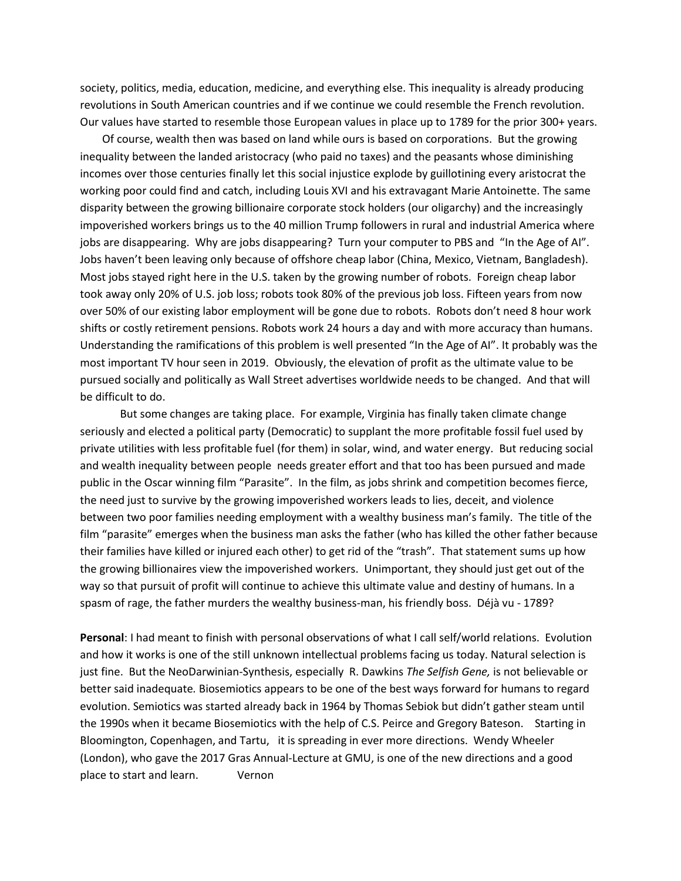society, politics, media, education, medicine, and everything else. This inequality is already producing revolutions in South American countries and if we continue we could resemble the French revolution. Our values have started to resemble those European values in place up to 1789 for the prior 300+ years.

Of course, wealth then was based on land while ours is based on corporations. But the growing inequality between the landed aristocracy (who paid no taxes) and the peasants whose diminishing incomes over those centuries finally let this social injustice explode by guillotining every aristocrat the working poor could find and catch, including Louis XVI and his extravagant Marie Antoinette. The same disparity between the growing billionaire corporate stock holders (our oligarchy) and the increasingly impoverished workers brings us to the 40 million Trump followers in rural and industrial America where jobs are disappearing. Why are jobs disappearing? Turn your computer to PBS and "In the Age of AI". Jobs haven't been leaving only because of offshore cheap labor (China, Mexico, Vietnam, Bangladesh). Most jobs stayed right here in the U.S. taken by the growing number of robots. Foreign cheap labor took away only 20% of U.S. job loss; robots took 80% of the previous job loss. Fifteen years from now over 50% of our existing labor employment will be gone due to robots. Robots don't need 8 hour work shifts or costly retirement pensions. Robots work 24 hours a day and with more accuracy than humans. Understanding the ramifications of this problem is well presented "In the Age of AI". It probably was the most important TV hour seen in 2019. Obviously, the elevation of profit as the ultimate value to be pursued socially and politically as Wall Street advertises worldwide needs to be changed. And that will be difficult to do.

But some changes are taking place. For example, Virginia has finally taken climate change seriously and elected a political party (Democratic) to supplant the more profitable fossil fuel used by private utilities with less profitable fuel (for them) in solar, wind, and water energy. But reducing social and wealth inequality between people needs greater effort and that too has been pursued and made public in the Oscar winning film "Parasite". In the film, as jobs shrink and competition becomes fierce, the need just to survive by the growing impoverished workers leads to lies, deceit, and violence between two poor families needing employment with a wealthy business man's family. The title of the film "parasite" emerges when the business man asks the father (who has killed the other father because their families have killed or injured each other) to get rid of the "trash". That statement sums up how the growing billionaires view the impoverished workers. Unimportant, they should just get out of the way so that pursuit of profit will continue to achieve this ultimate value and destiny of humans. In a spasm of rage, the father murders the wealthy business-man, his friendly boss. Déjà vu - 1789?

**Personal**: I had meant to finish with personal observations of what I call self/world relations. Evolution and how it works is one of the still unknown intellectual problems facing us today. Natural selection is just fine. But the NeoDarwinian-Synthesis, especially R. Dawkins *The Selfish Gene,* is not believable or better said inadequate. Biosemiotics appears to be one of the best ways forward for humans to regard evolution. Semiotics was started already back in 1964 by Thomas Sebiok but didn't gather steam until the 1990s when it became Biosemiotics with the help of C.S. Peirce and Gregory Bateson. Starting in Bloomington, Copenhagen, and Tartu, it is spreading in ever more directions. Wendy Wheeler (London), who gave the 2017 Gras Annual-Lecture at GMU, is one of the new directions and a good place to start and learn. Vernon